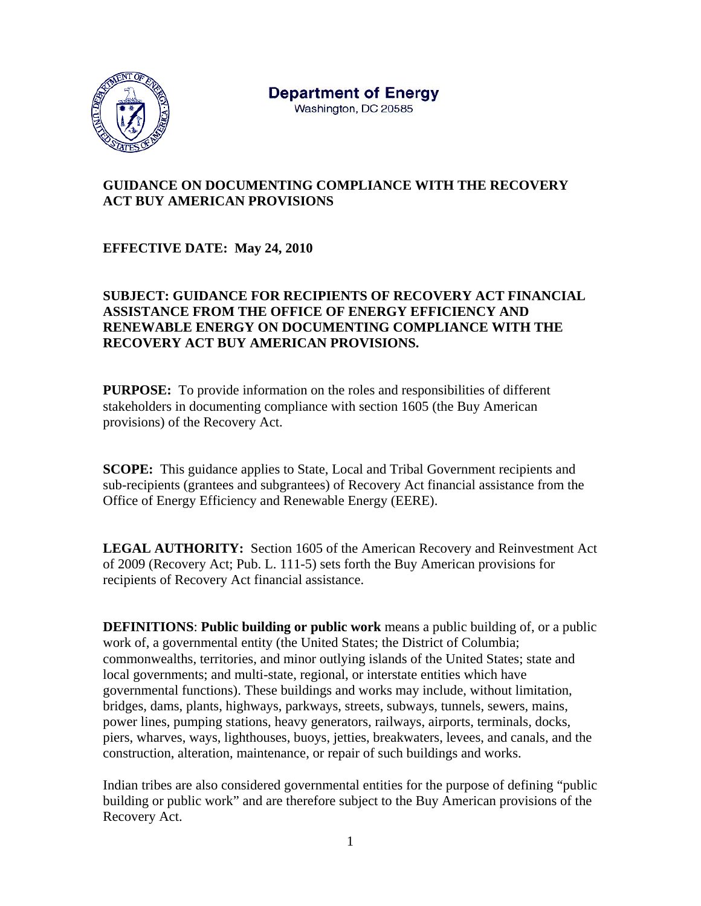**Department of Energy**
Washington, DC 20585

## GUIDANCE ON DOCUMENTING COMPLIANCE WITH THE RECOVERY ACT BUY AMERICAN PROVISIONS

**EFFECTIVE DATE: May 24, 2010**

**SUBJECT: GUIDANCE FOR RECIPIENTS OF RECOVERY ACT FINANCIAL ASSISTANCE FROM THE OFFICE OF ENERGY EFFICIENCY AND RENEWABLE ENERGY ON DOCUMENTING COMPLIANCE WITH THE RECOVERY ACT BUY AMERICAN PROVISIONS.**

**PURPOSE:** To provide information on the roles and responsibilities of different stakeholders in documenting compliance with section 1605 (the Buy American provisions) of the Recovery Act.

**SCOPE:** This guidance applies to State, Local and Tribal Government recipients and sub-recipients (grantees and subgrantees) of Recovery Act financial assistance from the Office of Energy Efficiency and Renewable Energy (EERE).

**LEGAL AUTHORITY:** Section 1605 of the American Recovery and Reinvestment Act of 2009 (Recovery Act; Pub. L. 111-5) sets forth the Buy American provisions for recipients of Recovery Act financial assistance.

**DEFINITIONS**: **Public building or public work** means a public building of, or a public work of, a governmental entity (the United States; the District of Columbia; commonwealths, territories, and minor outlying islands of the United States; state and local governments; and multi-state, regional, or interstate entities which have governmental functions). These buildings and works may include, without limitation, bridges, dams, plants, highways, parkways, streets, subways, tunnels, sewers, mains, power lines, pumping stations, heavy generators, railways, airports, terminals, docks, piers, wharves, ways, lighthouses, buoys, jetties, breakwaters, levees, and canals, and the construction, alteration, maintenance, or repair of such buildings and works.

Indian tribes are also considered governmental entities for the purpose of defining "public building or public work" and are therefore subject to the Buy American provisions of the Recovery Act.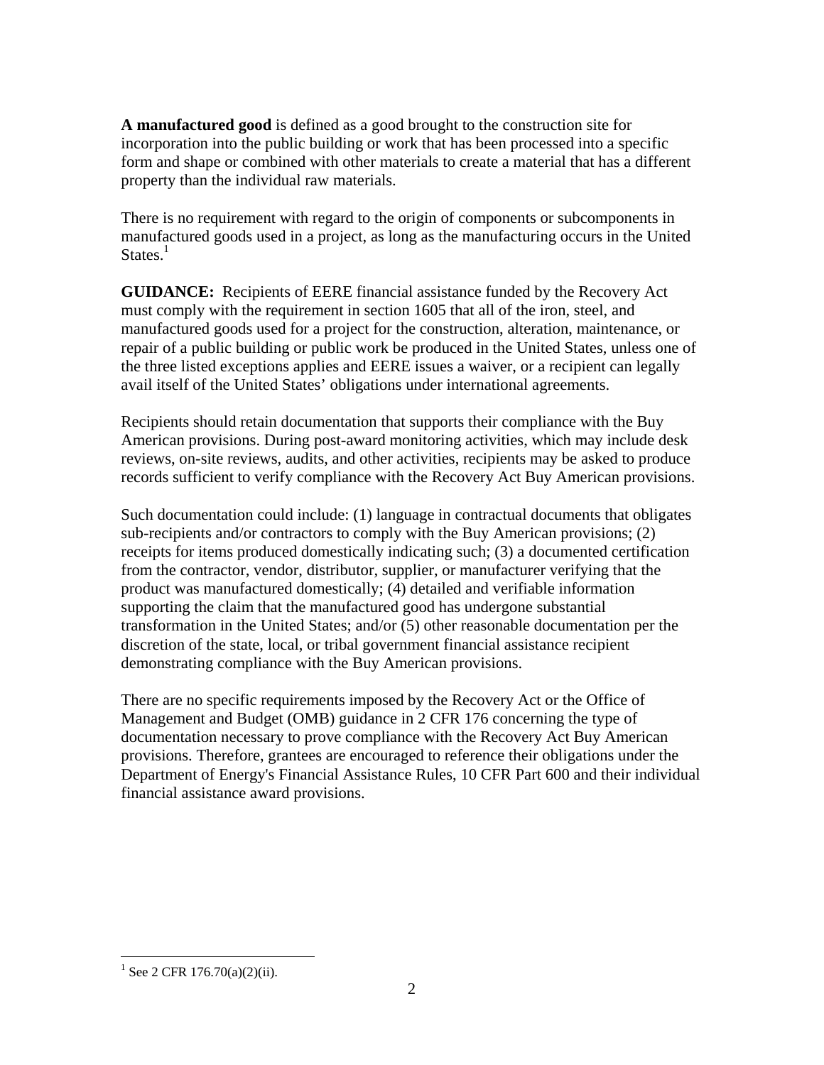**A manufactured good** is defined as a good brought to the construction site for incorporation into the public building or work that has been processed into a specific form and shape or combined with other materials to create a material that has a different property than the individual raw materials.

There is no requirement with regard to the origin of components or subcomponents in manufactured goods used in a project, as long as the manufacturing occurs in the United States.[1]

**GUIDANCE:** Recipients of EERE financial assistance funded by the Recovery Act must comply with the requirement in section 1605 that all of the iron, steel, and manufactured goods used for a project for the construction, alteration, maintenance, or repair of a public building or public work be produced in the United States, unless one of the three listed exceptions applies and EERE issues a waiver, or a recipient can legally avail itself of the United States' obligations under international agreements.

Recipients should retain documentation that supports their compliance with the Buy American provisions. During post-award monitoring activities, which may include desk reviews, on-site reviews, audits, and other activities, recipients may be asked to produce records sufficient to verify compliance with the Recovery Act Buy American provisions.

Such documentation could include: (1) language in contractual documents that obligates sub-recipients and/or contractors to comply with the Buy American provisions; (2) receipts for items produced domestically indicating such; (3) a documented certification from the contractor, vendor, distributor, supplier, or manufacturer verifying that the product was manufactured domestically; (4) detailed and verifiable information supporting the claim that the manufactured good has undergone substantial transformation in the United States; and/or (5) other reasonable documentation per the discretion of the state, local, or tribal government financial assistance recipient demonstrating compliance with the Buy American provisions.

There are no specific requirements imposed by the Recovery Act or the Office of Management and Budget (OMB) guidance in 2 CFR 176 concerning the type of documentation necessary to prove compliance with the Recovery Act Buy American provisions. Therefore, grantees are encouraged to reference their obligations under the Department of Energy's Financial Assistance Rules, 10 CFR Part 600 and their individual financial assistance award provisions.

[1] See 2 CFR 176.70(a)(2)(ii).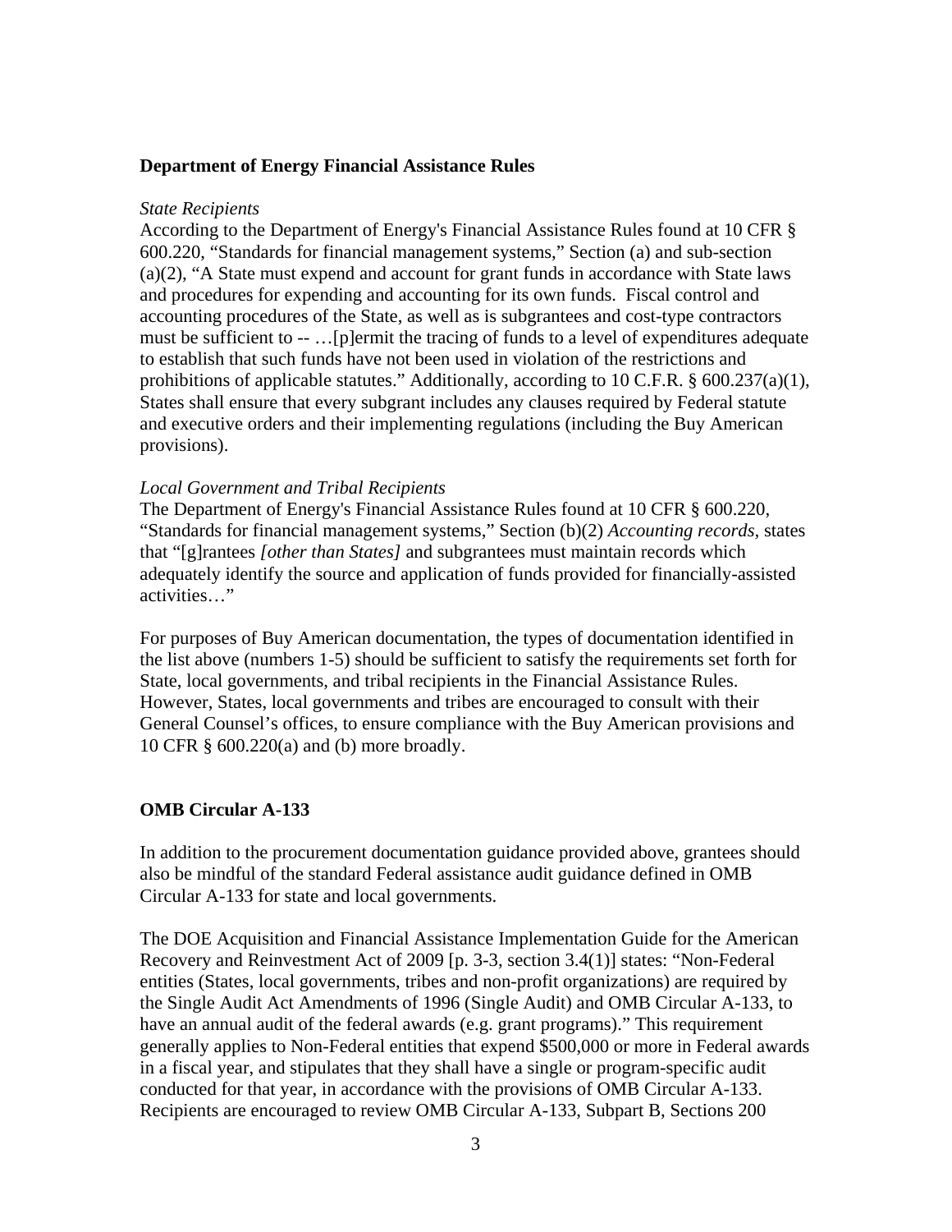**Department of Energy Financial Assistance Rules**

*State Recipients*
According to the Department of Energy's Financial Assistance Rules found at 10 CFR § 600.220, "Standards for financial management systems," Section (a) and sub-section (a)(2), "A State must expend and account for grant funds in accordance with State laws and procedures for expending and accounting for its own funds. Fiscal control and accounting procedures of the State, as well as is subgrantees and cost-type contractors must be sufficient to -- …[p]ermit the tracing of funds to a level of expenditures adequate to establish that such funds have not been used in violation of the restrictions and prohibitions of applicable statutes." Additionally, according to 10 C.F.R. § 600.237(a)(1), States shall ensure that every subgrant includes any clauses required by Federal statute and executive orders and their implementing regulations (including the Buy American provisions).

*Local Government and Tribal Recipients*
The Department of Energy's Financial Assistance Rules found at 10 CFR § 600.220, "Standards for financial management systems," Section (b)(2) *Accounting records*, states that "[g]rantees *[other than States]* and subgrantees must maintain records which adequately identify the source and application of funds provided for financially-assisted activities…"

For purposes of Buy American documentation, the types of documentation identified in the list above (numbers 1-5) should be sufficient to satisfy the requirements set forth for State, local governments, and tribal recipients in the Financial Assistance Rules. However, States, local governments and tribes are encouraged to consult with their General Counsel's offices, to ensure compliance with the Buy American provisions and 10 CFR § 600.220(a) and (b) more broadly.

**OMB Circular A-133**

In addition to the procurement documentation guidance provided above, grantees should also be mindful of the standard Federal assistance audit guidance defined in OMB Circular A-133 for state and local governments.

The DOE Acquisition and Financial Assistance Implementation Guide for the American Recovery and Reinvestment Act of 2009 [p. 3-3, section 3.4(1)] states: "Non-Federal entities (States, local governments, tribes and non-profit organizations) are required by the Single Audit Act Amendments of 1996 (Single Audit) and OMB Circular A-133, to have an annual audit of the federal awards (e.g. grant programs)." This requirement generally applies to Non-Federal entities that expend $500,000 or more in Federal awards in a fiscal year, and stipulates that they shall have a single or program-specific audit conducted for that year, in accordance with the provisions of OMB Circular A-133. Recipients are encouraged to review OMB Circular A-133, Subpart B, Sections 200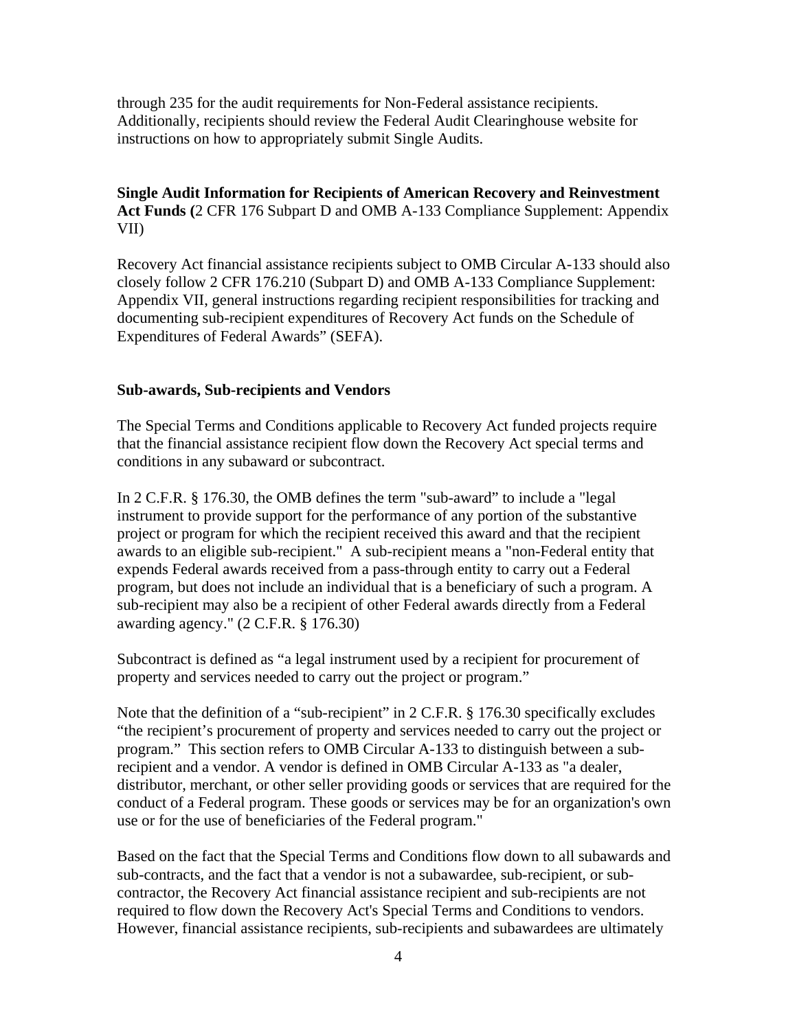through 235 for the audit requirements for Non-Federal assistance recipients. Additionally, recipients should review the Federal Audit Clearinghouse website for instructions on how to appropriately submit Single Audits.

**Single Audit Information for Recipients of American Recovery and Reinvestment Act Funds (**2 CFR 176 Subpart D and OMB A-133 Compliance Supplement: Appendix VII)

Recovery Act financial assistance recipients subject to OMB Circular A-133 should also closely follow 2 CFR 176.210 (Subpart D) and OMB A-133 Compliance Supplement: Appendix VII, general instructions regarding recipient responsibilities for tracking and documenting sub-recipient expenditures of Recovery Act funds on the Schedule of Expenditures of Federal Awards" (SEFA).

**Sub-awards, Sub-recipients and Vendors**

The Special Terms and Conditions applicable to Recovery Act funded projects require that the financial assistance recipient flow down the Recovery Act special terms and conditions in any subaward or subcontract.

In 2 C.F.R. § 176.30, the OMB defines the term "sub-award" to include a "legal instrument to provide support for the performance of any portion of the substantive project or program for which the recipient received this award and that the recipient awards to an eligible sub-recipient." A sub-recipient means a "non-Federal entity that expends Federal awards received from a pass-through entity to carry out a Federal program, but does not include an individual that is a beneficiary of such a program. A sub-recipient may also be a recipient of other Federal awards directly from a Federal awarding agency." (2 C.F.R. § 176.30)

Subcontract is defined as "a legal instrument used by a recipient for procurement of property and services needed to carry out the project or program."

Note that the definition of a "sub-recipient" in 2 C.F.R. § 176.30 specifically excludes "the recipient's procurement of property and services needed to carry out the project or program." This section refers to OMB Circular A-133 to distinguish between a sub-recipient and a vendor. A vendor is defined in OMB Circular A-133 as "a dealer, distributor, merchant, or other seller providing goods or services that are required for the conduct of a Federal program. These goods or services may be for an organization's own use or for the use of beneficiaries of the Federal program."

Based on the fact that the Special Terms and Conditions flow down to all subawards and sub-contracts, and the fact that a vendor is not a subawardee, sub-recipient, or sub-contractor, the Recovery Act financial assistance recipient and sub-recipients are not required to flow down the Recovery Act's Special Terms and Conditions to vendors. However, financial assistance recipients, sub-recipients and subawardees are ultimately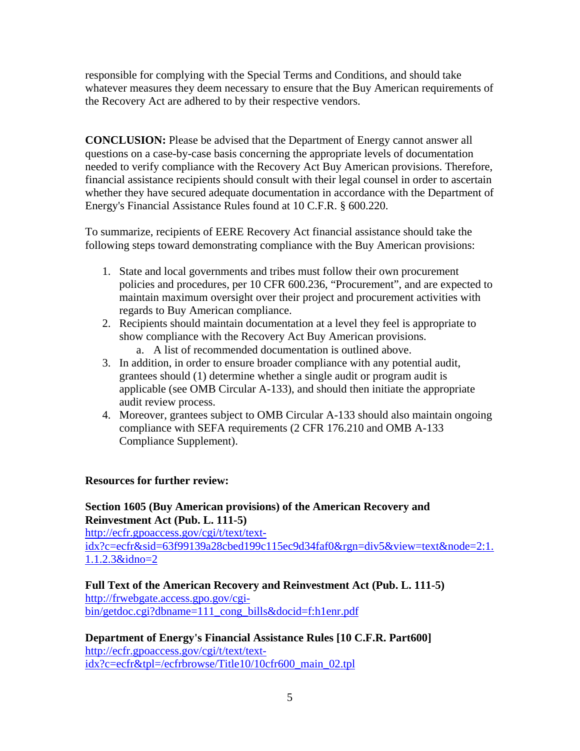responsible for complying with the Special Terms and Conditions, and should take whatever measures they deem necessary to ensure that the Buy American requirements of the Recovery Act are adhered to by their respective vendors.

**CONCLUSION:** Please be advised that the Department of Energy cannot answer all questions on a case-by-case basis concerning the appropriate levels of documentation needed to verify compliance with the Recovery Act Buy American provisions. Therefore, financial assistance recipients should consult with their legal counsel in order to ascertain whether they have secured adequate documentation in accordance with the Department of Energy's Financial Assistance Rules found at 10 C.F.R. § 600.220.

To summarize, recipients of EERE Recovery Act financial assistance should take the following steps toward demonstrating compliance with the Buy American provisions:

1. State and local governments and tribes must follow their own procurement policies and procedures, per 10 CFR 600.236, "Procurement", and are expected to maintain maximum oversight over their project and procurement activities with regards to Buy American compliance.
2. Recipients should maintain documentation at a level they feel is appropriate to show compliance with the Recovery Act Buy American provisions.
   a. A list of recommended documentation is outlined above.
3. In addition, in order to ensure broader compliance with any potential audit, grantees should (1) determine whether a single audit or program audit is applicable (see OMB Circular A-133), and should then initiate the appropriate audit review process.
4. Moreover, grantees subject to OMB Circular A-133 should also maintain ongoing compliance with SEFA requirements (2 CFR 176.210 and OMB A-133 Compliance Supplement).

**Resources for further review:**

**Section 1605 (Buy American provisions) of the American Recovery and Reinvestment Act (Pub. L. 111-5)**
http://ecfr.gpoaccess.gov/cgi/t/text/text-idx?c=ecfr&sid=63f99139a28cbed199c115ec9d34faf0&rgn=div5&view=text&node=2:1.1.1.2.3&idno=2

**Full Text of the American Recovery and Reinvestment Act (Pub. L. 111-5)**
http://frwebgate.access.gpo.gov/cgi-bin/getdoc.cgi?dbname=111_cong_bills&docid=f:h1enr.pdf

**Department of Energy's Financial Assistance Rules [10 C.F.R. Part600]**
http://ecfr.gpoaccess.gov/cgi/t/text/text-idx?c=ecfr&tpl=/ecfrbrowse/Title10/10cfr600_main_02.tpl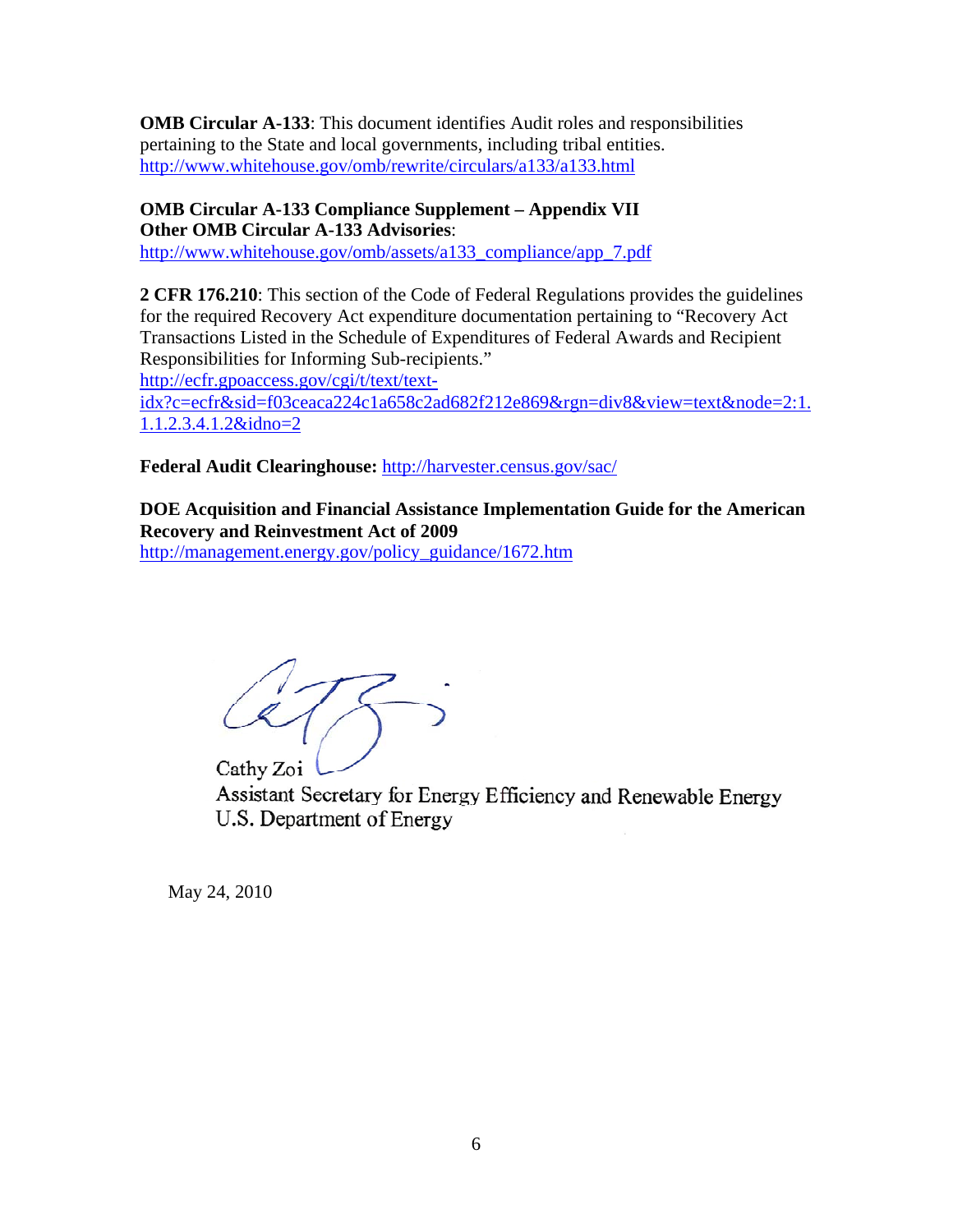**OMB Circular A-133**: This document identifies Audit roles and responsibilities pertaining to the State and local governments, including tribal entities.
http://www.whitehouse.gov/omb/rewrite/circulars/a133/a133.html

**OMB Circular A-133 Compliance Supplement – Appendix VII**
**Other OMB Circular A-133 Advisories**:
http://www.whitehouse.gov/omb/assets/a133_compliance/app_7.pdf

**2 CFR 176.210**: This section of the Code of Federal Regulations provides the guidelines for the required Recovery Act expenditure documentation pertaining to "Recovery Act Transactions Listed in the Schedule of Expenditures of Federal Awards and Recipient Responsibilities for Informing Sub-recipients."
http://ecfr.gpoaccess.gov/cgi/t/text/text-idx?c=ecfr&sid=f03ceaca224c1a658c2ad682f212e869&rgn=div8&view=text&node=2:1.1.1.2.3.4.1.2&idno=2

**Federal Audit Clearinghouse:** http://harvester.census.gov/sac/

**DOE Acquisition and Financial Assistance Implementation Guide for the American Recovery and Reinvestment Act of 2009**
http://management.energy.gov/policy_guidance/1672.htm

Cathy Zoi
Assistant Secretary for Energy Efficiency and Renewable Energy
U.S. Department of Energy

May 24, 2010